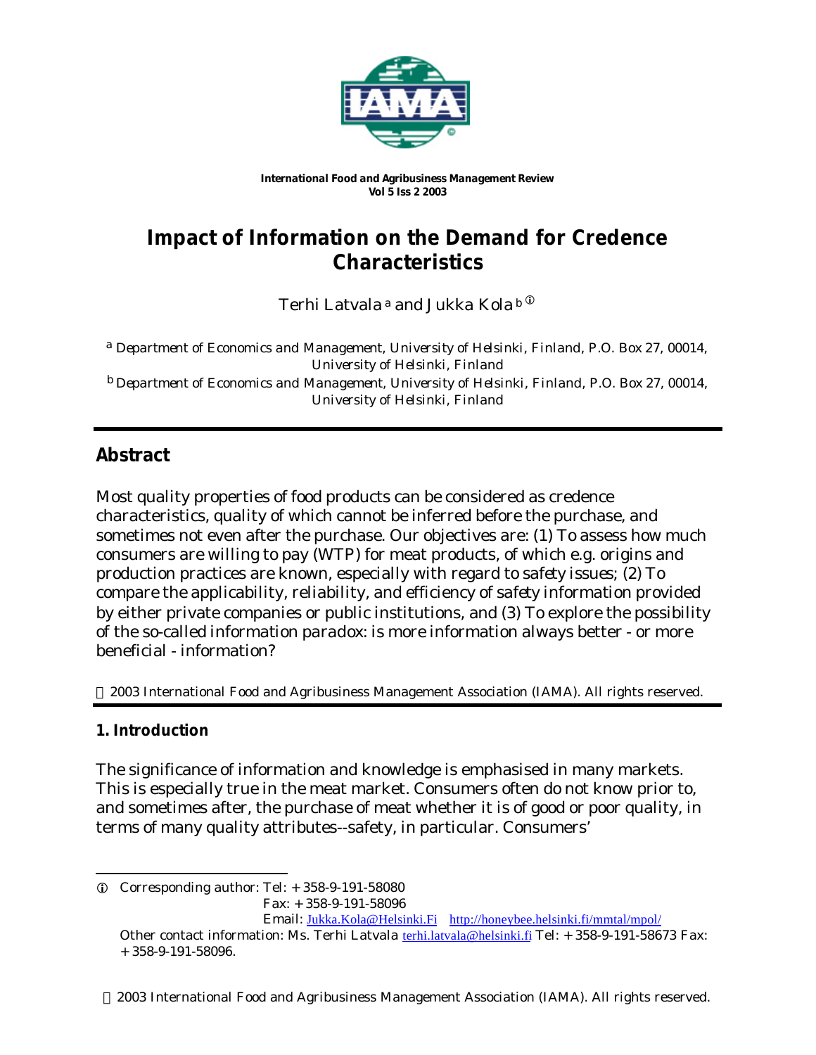International Food and Agribusiness Management Review
Vol 5 Iss 2 2003

# Impact of Information on the Demand for Credence Characteristics

Terhi Latvala [a] and Jukka Kola [b] ①

[a] Department of Economics and Management, University of Helsinki, Finland, P.O. Box 27, 00014, University of Helsinki, Finland

[b] Department of Economics and Management, University of Helsinki, Finland, P.O. Box 27, 00014, University of Helsinki, Finland

## Abstract

Most quality properties of food products can be considered as credence characteristics, quality of which cannot be inferred before the purchase, and sometimes not even after the purchase. Our objectives are: (1) To assess how much consumers are willing to pay (WTP) for meat products, of which e.g. origins and production practices are known, especially with regard to safety issues; (2) To compare the applicability, reliability, and efficiency of safety information provided by either private companies or public institutions, and (3) To explore the possibility of the so-called information paradox: is more information always better - or more beneficial - information?

© 2003 International Food and Agribusiness Management Association (IAMA). All rights reserved.

## 1. Introduction

The significance of information and knowledge is emphasised in many markets. This is especially true in the meat market. Consumers often do not know prior to, and sometimes after, the purchase of meat whether it is of good or poor quality, in terms of many quality attributes--safety, in particular. Consumers'

---

① Corresponding author: Tel: + 358-9-191-58080
Fax: + 358-9-191-58096
Email: Jukka.Kola@Helsinki.Fi http://honeybee.helsinki.fi/mmtal/mpol/
Other contact information: Ms. Terhi Latvala terhi.latvala@helsinki.fi Tel: + 358-9-191-58673 Fax: + 358-9-191-58096.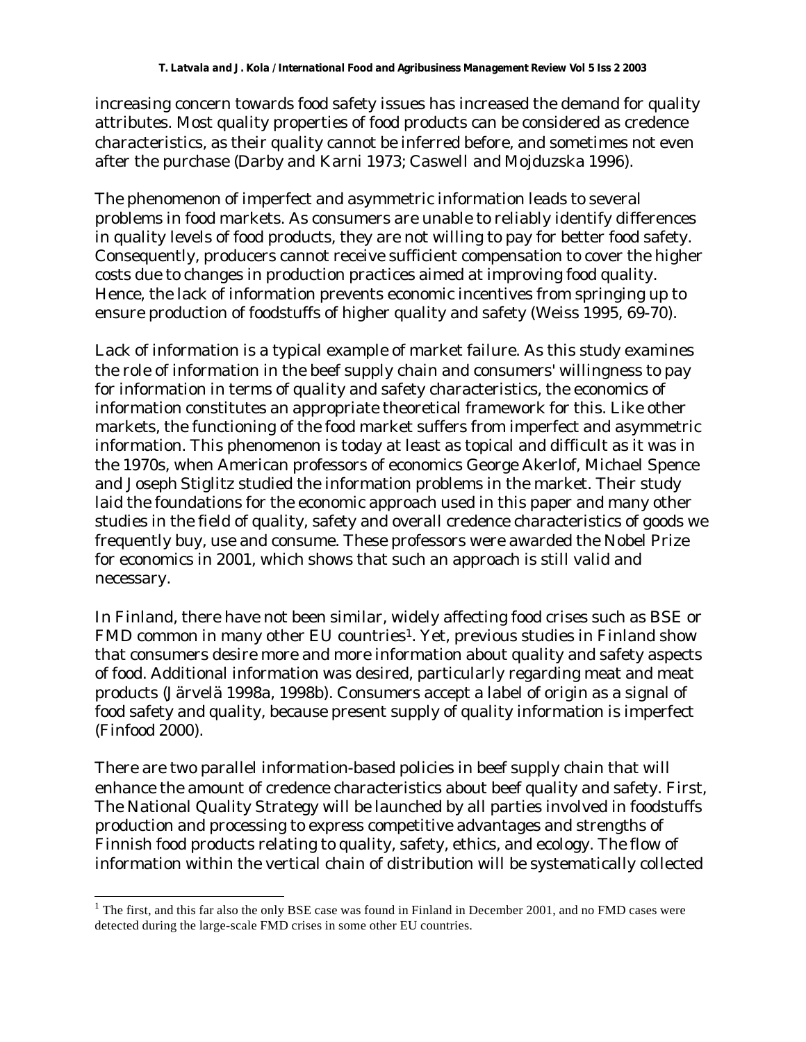increasing concern towards food safety issues has increased the demand for quality attributes. Most quality properties of food products can be considered as credence characteristics, as their quality cannot be inferred before, and sometimes not even after the purchase (Darby and Karni 1973; Caswell and Mojduzska 1996).

The phenomenon of imperfect and asymmetric information leads to several problems in food markets. As consumers are unable to reliably identify differences in quality levels of food products, they are not willing to pay for better food safety. Consequently, producers cannot receive sufficient compensation to cover the higher costs due to changes in production practices aimed at improving food quality. Hence, the lack of information prevents economic incentives from springing up to ensure production of foodstuffs of higher quality and safety (Weiss 1995, 69-70).

Lack of information is a typical example of market failure. As this study examines the role of information in the beef supply chain and consumers' willingness to pay for information in terms of quality and safety characteristics, the economics of information constitutes an appropriate theoretical framework for this. Like other markets, the functioning of the food market suffers from imperfect and asymmetric information. This phenomenon is today at least as topical and difficult as it was in the 1970s, when American professors of economics George Akerlof, Michael Spence and Joseph Stiglitz studied the information problems in the market. Their study laid the foundations for the economic approach used in this paper and many other studies in the field of quality, safety and overall credence characteristics of goods we frequently buy, use and consume. These professors were awarded the Nobel Prize for economics in 2001, which shows that such an approach is still valid and necessary.

In Finland, there have not been similar, widely affecting food crises such as BSE or FMD common in many other EU countries[1]. Yet, previous studies in Finland show that consumers desire more and more information about quality and safety aspects of food. Additional information was desired, particularly regarding meat and meat products (Järvelä 1998a, 1998b). Consumers accept a label of origin as a signal of food safety and quality, because present supply of quality information is imperfect (Finfood 2000).

There are two parallel information-based policies in beef supply chain that will enhance the amount of credence characteristics about beef quality and safety. First, The National Quality Strategy will be launched by all parties involved in foodstuffs production and processing to express competitive advantages and strengths of Finnish food products relating to quality, safety, ethics, and ecology. The flow of information within the vertical chain of distribution will be systematically collected

[1] The first, and this far also the only BSE case was found in Finland in December 2001, and no FMD cases were detected during the large-scale FMD crises in some other EU countries.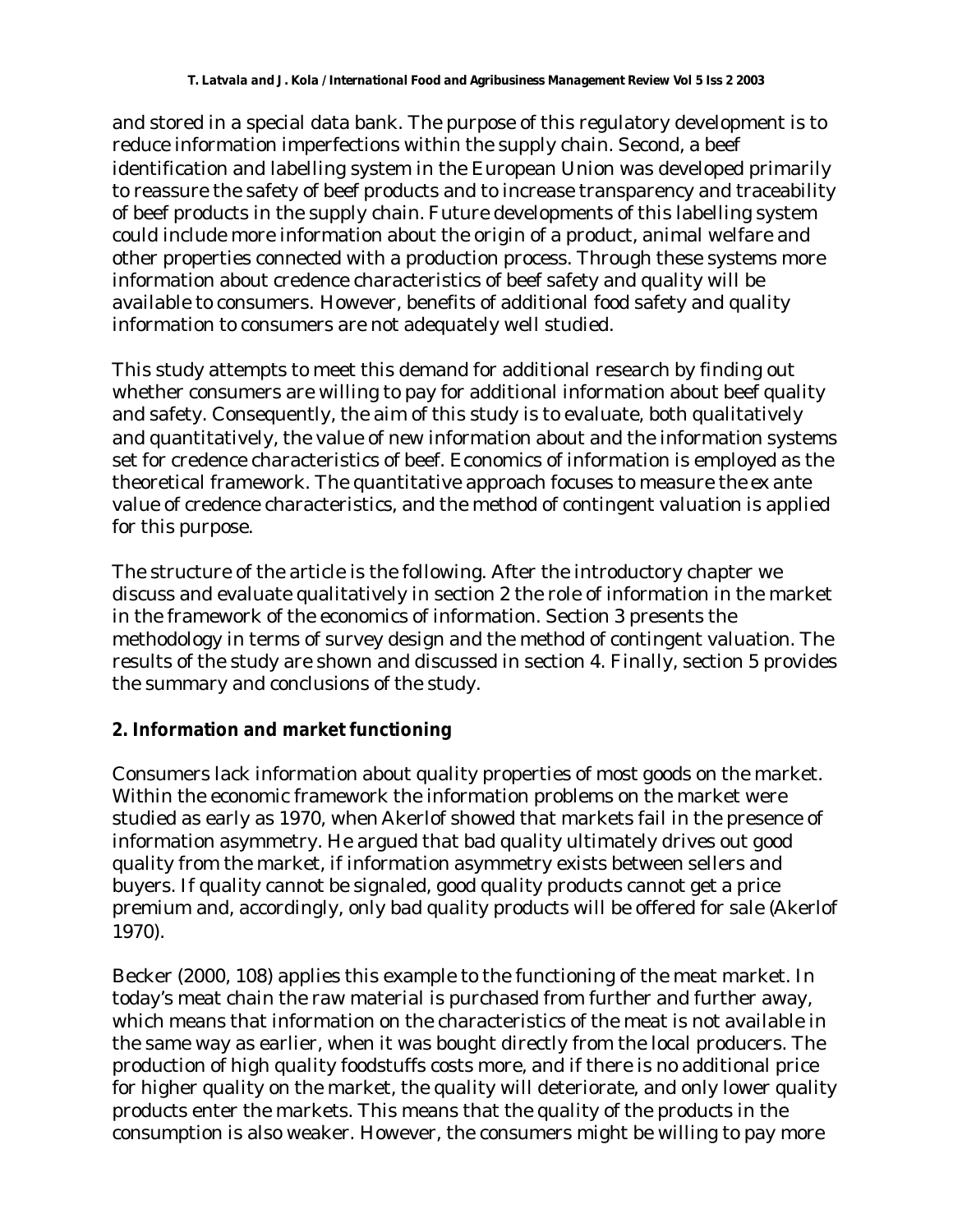and stored in a special data bank. The purpose of this regulatory development is to reduce information imperfections within the supply chain. Second, a beef identification and labelling system in the European Union was developed primarily to reassure the safety of beef products and to increase transparency and traceability of beef products in the supply chain. Future developments of this labelling system could include more information about the origin of a product, animal welfare and other properties connected with a production process. Through these systems more information about credence characteristics of beef safety and quality will be available to consumers. However, benefits of additional food safety and quality information to consumers are not adequately well studied.

This study attempts to meet this demand for additional research by finding out whether consumers are willing to pay for additional information about beef quality and safety. Consequently, the aim of this study is to evaluate, both qualitatively and quantitatively, the value of new information about and the information systems set for credence characteristics of beef. Economics of information is employed as the theoretical framework. The quantitative approach focuses to measure the *ex ante* value of credence characteristics, and the method of contingent valuation is applied for this purpose.

The structure of the article is the following. After the introductory chapter we discuss and evaluate qualitatively in section 2 the role of information in the market in the framework of the economics of information. Section 3 presents the methodology in terms of survey design and the method of contingent valuation. The results of the study are shown and discussed in section 4. Finally, section 5 provides the summary and conclusions of the study.

## 2. Information and market functioning

Consumers lack information about quality properties of most goods on the market. Within the economic framework the information problems on the market were studied as early as 1970, when Akerlof showed that markets fail in the presence of information asymmetry. He argued that bad quality ultimately drives out good quality from the market, if information asymmetry exists between sellers and buyers. If quality cannot be signaled, good quality products cannot get a price premium and, accordingly, only bad quality products will be offered for sale (Akerlof 1970).

Becker (2000, 108) applies this example to the functioning of the meat market. In today's meat chain the raw material is purchased from further and further away, which means that information on the characteristics of the meat is not available in the same way as earlier, when it was bought directly from the local producers. The production of high quality foodstuffs costs more, and if there is no additional price for higher quality on the market, the quality will deteriorate, and only lower quality products enter the markets. This means that the quality of the products in the consumption is also weaker. However, the consumers might be willing to pay more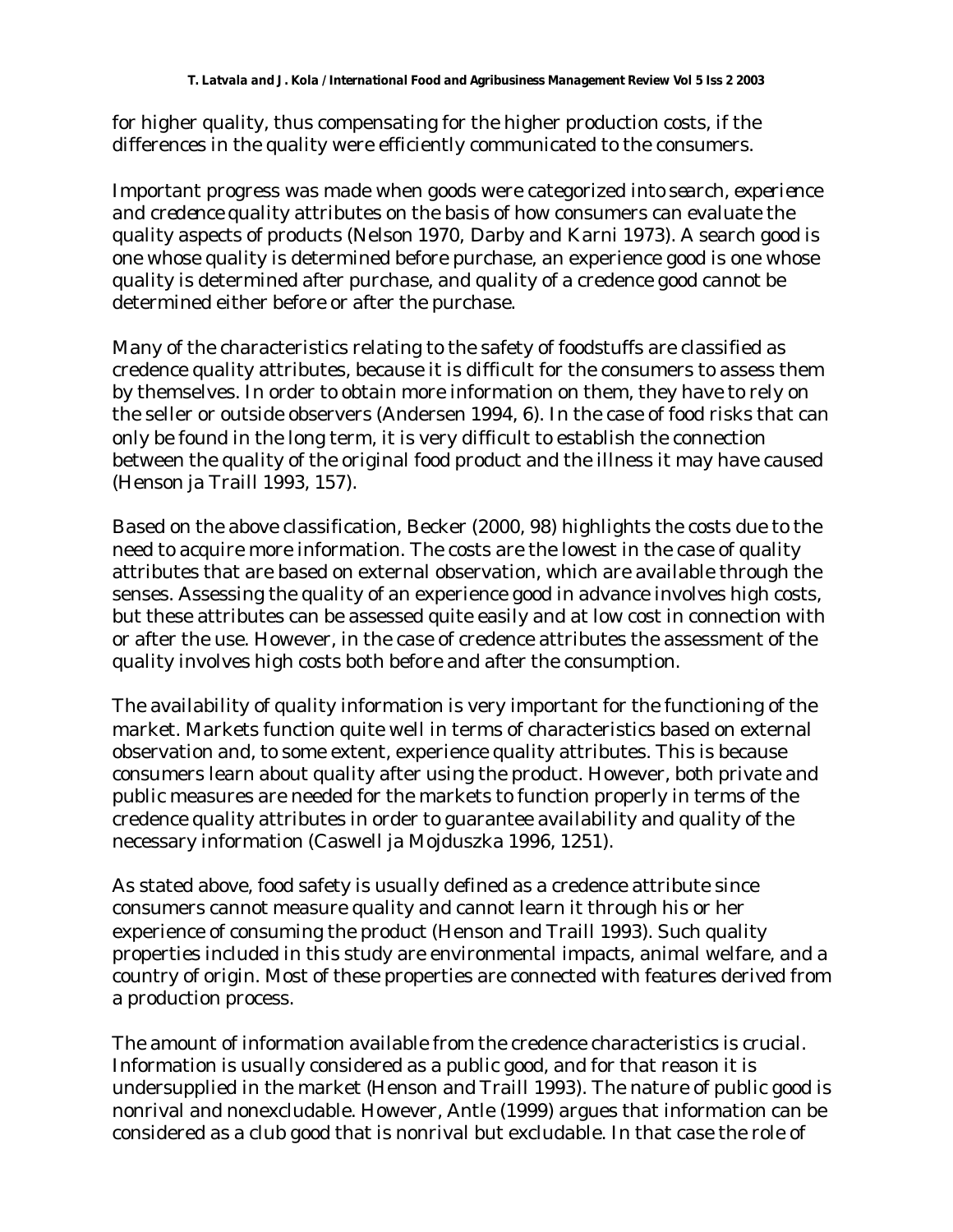for higher quality, thus compensating for the higher production costs, if the differences in the quality were efficiently communicated to the consumers.

Important progress was made when goods were categorized into *search*, *experience* and *credence* quality attributes on the basis of how consumers can evaluate the quality aspects of products (Nelson 1970, Darby and Karni 1973). A search good is one whose quality is determined before purchase, an experience good is one whose quality is determined after purchase, and quality of a credence good cannot be determined either before or after the purchase.

Many of the characteristics relating to the safety of foodstuffs are classified as credence quality attributes, because it is difficult for the consumers to assess them by themselves. In order to obtain more information on them, they have to rely on the seller or outside observers (Andersen 1994, 6). In the case of food risks that can only be found in the long term, it is very difficult to establish the connection between the quality of the original food product and the illness it may have caused (Henson ja Traill 1993, 157).

Based on the above classification, Becker (2000, 98) highlights the costs due to the need to acquire more information. The costs are the lowest in the case of quality attributes that are based on external observation, which are available through the senses. Assessing the quality of an experience good in advance involves high costs, but these attributes can be assessed quite easily and at low cost in connection with or after the use. However, in the case of credence attributes the assessment of the quality involves high costs both before and after the consumption.

The availability of quality information is very important for the functioning of the market. Markets function quite well in terms of characteristics based on external observation and, to some extent, experience quality attributes. This is because consumers learn about quality after using the product. However, both private and public measures are needed for the markets to function properly in terms of the credence quality attributes in order to guarantee availability and quality of the necessary information (Caswell ja Mojduszka 1996, 1251).

As stated above, food safety is usually defined as a credence attribute since consumers cannot measure quality and cannot learn it through his or her experience of consuming the product (Henson and Traill 1993). Such quality properties included in this study are environmental impacts, animal welfare, and a country of origin. Most of these properties are connected with features derived from a production process.

The amount of information available from the credence characteristics is crucial. Information is usually considered as a public good, and for that reason it is undersupplied in the market (Henson and Traill 1993). The nature of public good is nonrival and nonexcludable. However, Antle (1999) argues that information can be considered as a club good that is nonrival but excludable. In that case the role of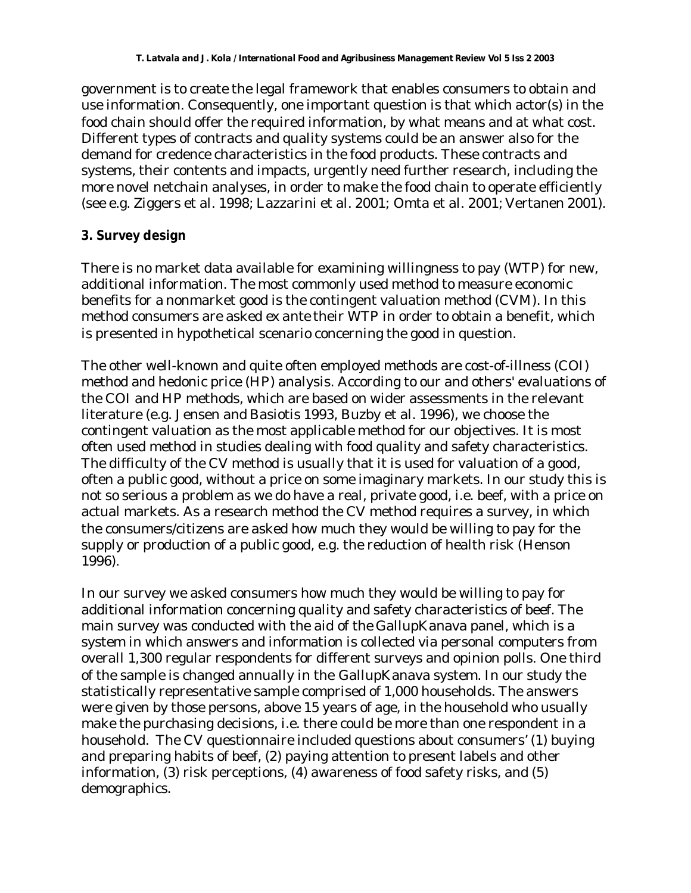government is to create the legal framework that enables consumers to obtain and use information. Consequently, one important question is that which actor(s) in the food chain should offer the required information, by what means and at what cost. Different types of contracts and quality systems could be an answer also for the demand for credence characteristics in the food products. These contracts and systems, their contents and impacts, urgently need further research, including the more novel netchain analyses, in order to make the food chain to operate efficiently (see e.g. Ziggers et al. 1998; Lazzarini et al. 2001; Omta et al. 2001; Vertanen 2001).

## 3. Survey design

There is no market data available for examining willingness to pay (WTP) for new, additional information. The most commonly used method to measure economic benefits for a nonmarket good is the contingent valuation method (CVM). In this method consumers are asked *ex ante* their WTP in order to obtain a benefit, which is presented in hypothetical scenario concerning the good in question.

The other well-known and quite often employed methods are cost-of-illness (COI) method and hedonic price (HP) analysis. According to our and others' evaluations of the COI and HP methods, which are based on wider assessments in the relevant literature (e.g. Jensen and Basiotis 1993, Buzby et al. 1996), we choose the contingent valuation as the most applicable method for our objectives. It is most often used method in studies dealing with food quality and safety characteristics. The difficulty of the CV method is usually that it is used for valuation of a good, often a public good, without a price on some imaginary markets. In our study this is not so serious a problem as we do have a real, private good, i.e. beef, with a price on actual markets. As a research method the CV method requires a survey, in which the consumers/citizens are asked how much they would be willing to pay for the supply or production of a public good, e.g. the reduction of health risk (Henson 1996).

In our survey we asked consumers how much they would be willing to pay for additional information concerning quality and safety characteristics of beef. The main survey was conducted with the aid of the GallupKanava panel, which is a system in which answers and information is collected via personal computers from overall 1,300 regular respondents for different surveys and opinion polls. One third of the sample is changed annually in the GallupKanava system. In our study the statistically representative sample comprised of 1,000 households. The answers were given by those persons, above 15 years of age, in the household who usually make the purchasing decisions, i.e. there could be more than one respondent in a household. The CV questionnaire included questions about consumers' (1) buying and preparing habits of beef, (2) paying attention to present labels and other information, (3) risk perceptions, (4) awareness of food safety risks, and (5) demographics.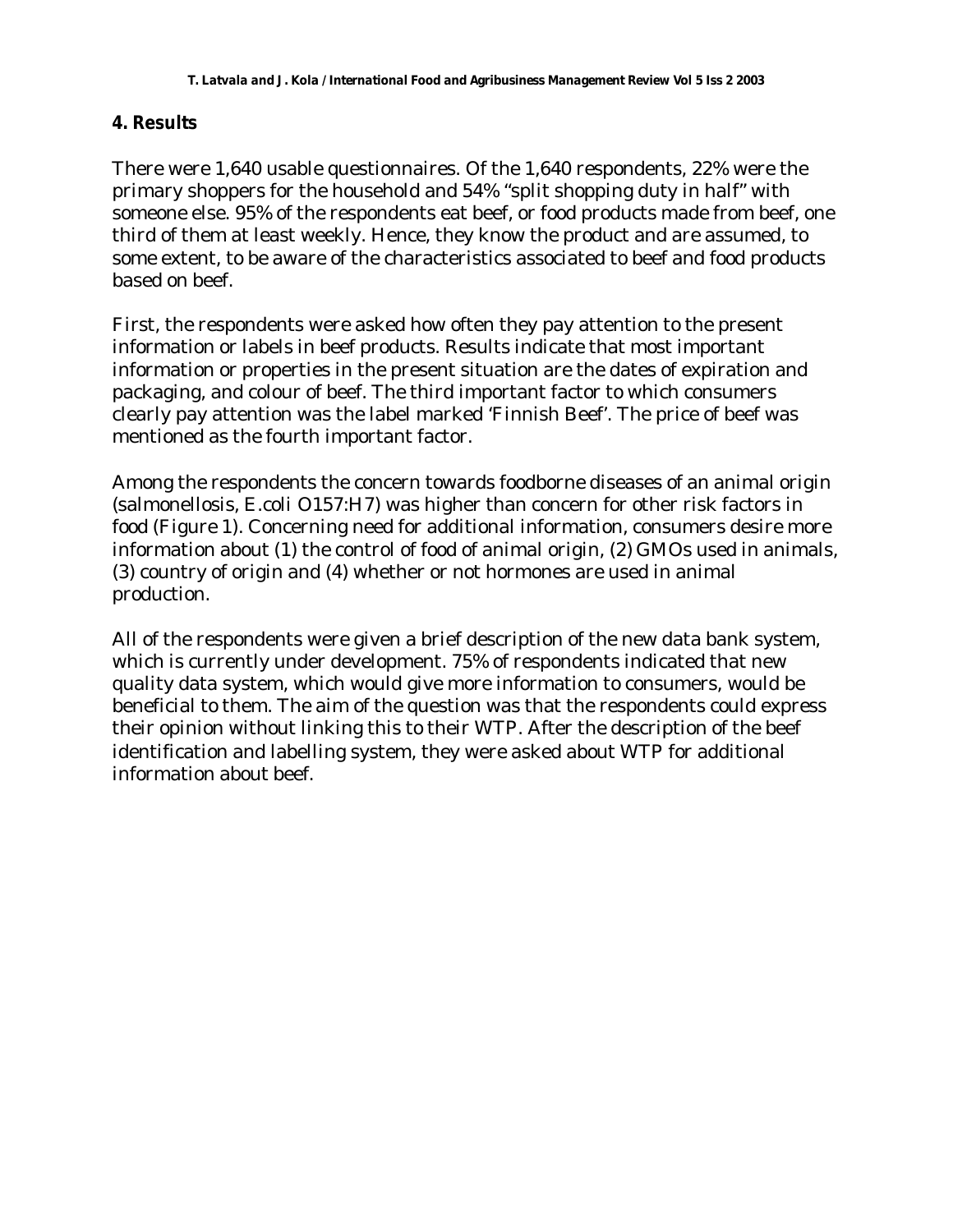## 4. Results

There were 1,640 usable questionnaires. Of the 1,640 respondents, 22% were the primary shoppers for the household and 54% "split shopping duty in half" with someone else. 95% of the respondents eat beef, or food products made from beef, one third of them at least weekly. Hence, they know the product and are assumed, to some extent, to be aware of the characteristics associated to beef and food products based on beef.

First, the respondents were asked how often they pay attention to the present information or labels in beef products. Results indicate that most important information or properties in the present situation are the dates of expiration and packaging, and colour of beef. The third important factor to which consumers clearly pay attention was the label marked 'Finnish Beef'. The price of beef was mentioned as the fourth important factor.

Among the respondents the concern towards foodborne diseases of an animal origin (salmonellosis, E.coli O157:H7) was higher than concern for other risk factors in food (Figure 1). Concerning need for additional information, consumers desire more information about (1) the control of food of animal origin, (2) GMOs used in animals, (3) country of origin and (4) whether or not hormones are used in animal production.

All of the respondents were given a brief description of the new data bank system, which is currently under development. 75% of respondents indicated that new quality data system, which would give more information to consumers, would be beneficial to them. The aim of the question was that the respondents could express their opinion without linking this to their WTP. After the description of the beef identification and labelling system, they were asked about WTP for additional information about beef.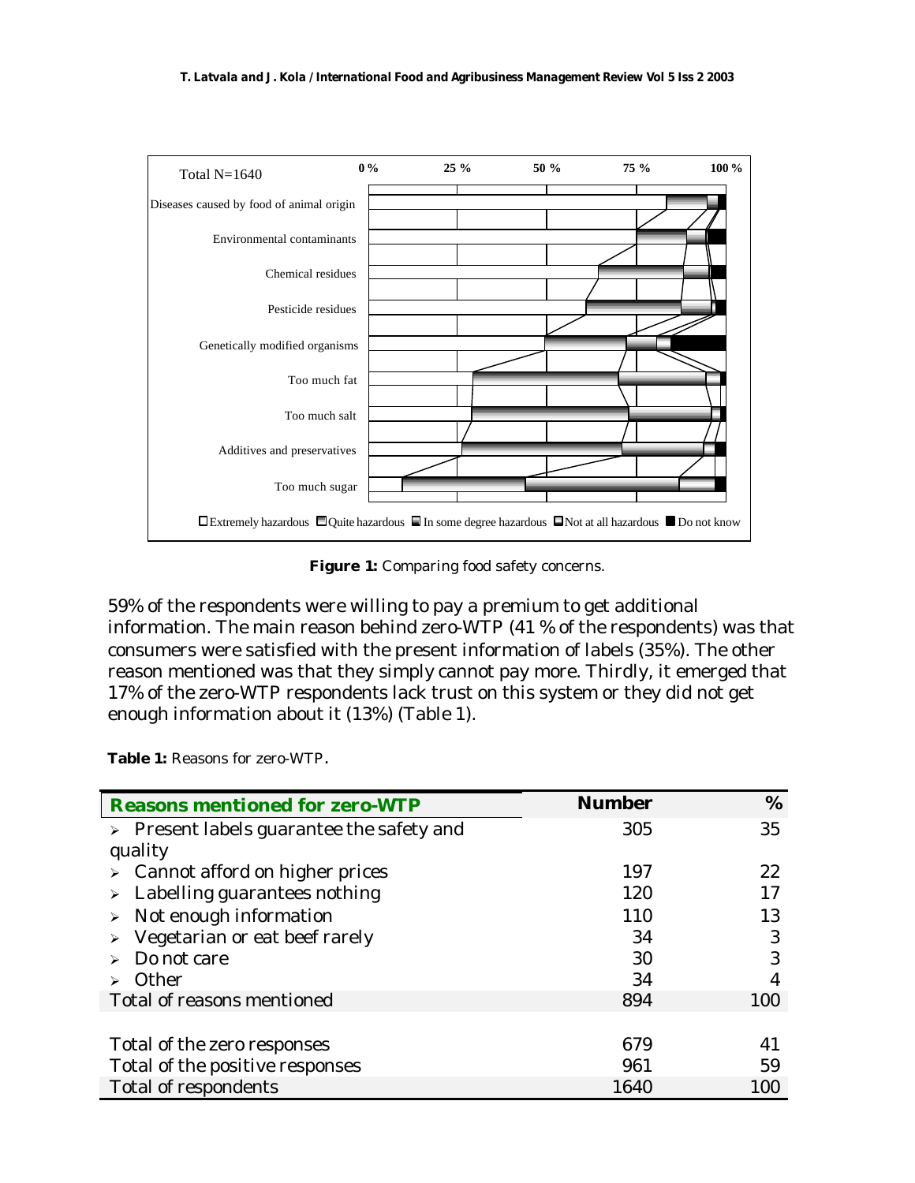Figure 1: Comparing food safety concerns.

59% of the respondents were willing to pay a premium to get additional information. The main reason behind zero-WTP (41 % of the respondents) was that consumers were satisfied with the present information of labels (35%). The other reason mentioned was that they simply cannot pay more. Thirdly, it emerged that 17% of the zero-WTP respondents lack trust on this system or they did not get enough information about it (13%) (Table 1).

**Table 1:** Reasons for zero-WTP.

| Reasons mentioned for zero-WTP | Number | % |
|---|---|---|
| ➢ Present labels guarantee the safety and quality | 305 | 35 |
| ➢ Cannot afford on higher prices | 197 | 22 |
| ➢ Labelling guarantees nothing | 120 | 17 |
| ➢ Not enough information | 110 | 13 |
| ➢ Vegetarian or eat beef rarely | 34 | 3 |
| ➢ Do not care | 30 | 3 |
| ➢ Other | 34 | 4 |
| Total of reasons mentioned | 894 | 100 |
| | | |
| Total of the zero responses | 679 | 41 |
| Total of the positive responses | 961 | 59 |
| Total of respondents | 1640 | 100 |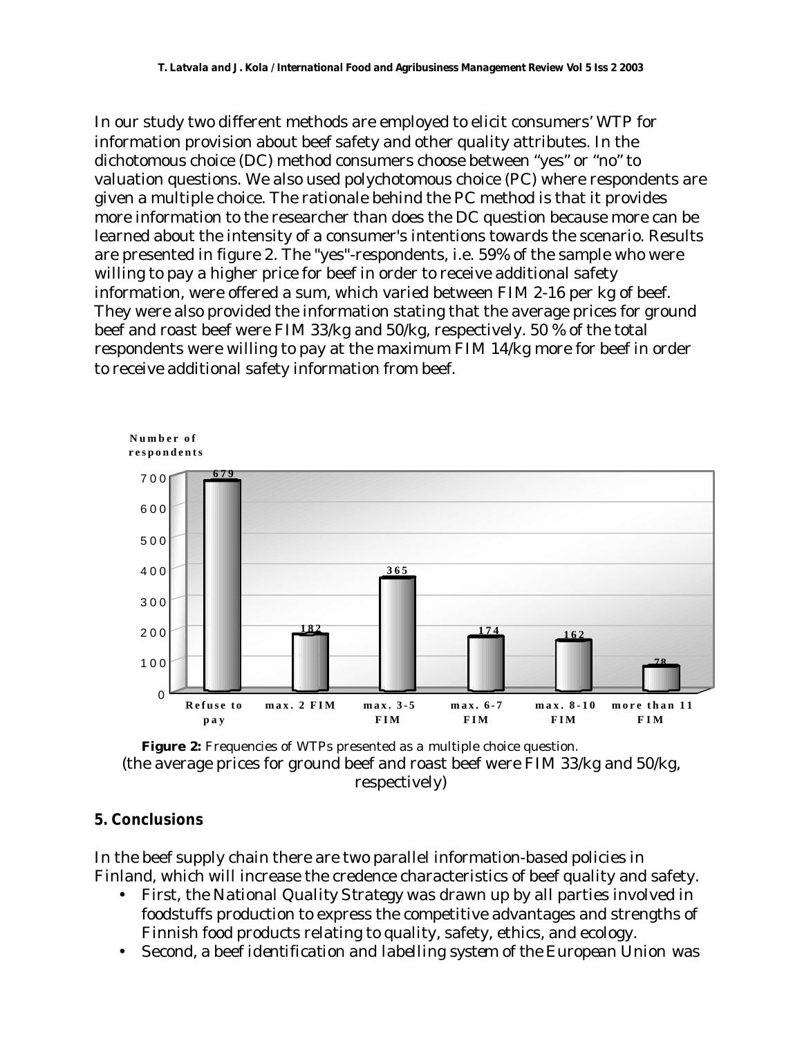In our study two different methods are employed to elicit consumers' WTP for information provision about beef safety and other quality attributes. In the dichotomous choice (DC) method consumers choose between "yes" or "no" to valuation questions. We also used polychotomous choice (PC) where respondents are given a multiple choice. The rationale behind the PC method is that it provides more information to the researcher than does the DC question because more can be learned about the intensity of a consumer's intentions towards the scenario. Results are presented in figure 2. The "yes"-respondents, i.e. 59% of the sample who were willing to pay a higher price for beef in order to receive additional safety information, were offered a sum, which varied between FIM 2-16 per kg of beef. They were also provided the information stating that the average prices for ground beef and roast beef were FIM 33/kg and 50/kg, respectively. 50 % of the total respondents were willing to pay at the maximum FIM 14/kg more for beef in order to receive additional safety information from beef.

| WTP | Number of respondents |
|---|---|
| Refuse to pay | 679 |
| max. 2 FIM | 182 |
| max. 3-5 FIM | 365 |
| max. 6-7 FIM | 174 |
| max. 8-10 FIM | 162 |
| more than 11 FIM | 78 |

**Figure 2:** Frequencies of WTPs presented as a multiple choice question.
(the average prices for ground beef and roast beef were FIM 33/kg and 50/kg, respectively)

## 5. Conclusions

In the beef supply chain there are two parallel information-based policies in Finland, which will increase the credence characteristics of beef quality and safety.

- First, the National Quality Strategy was drawn up by all parties involved in foodstuffs production to express the competitive advantages and strengths of Finnish food products relating to quality, safety, ethics, and ecology.
- Second, a beef identification and labelling system of the European Union was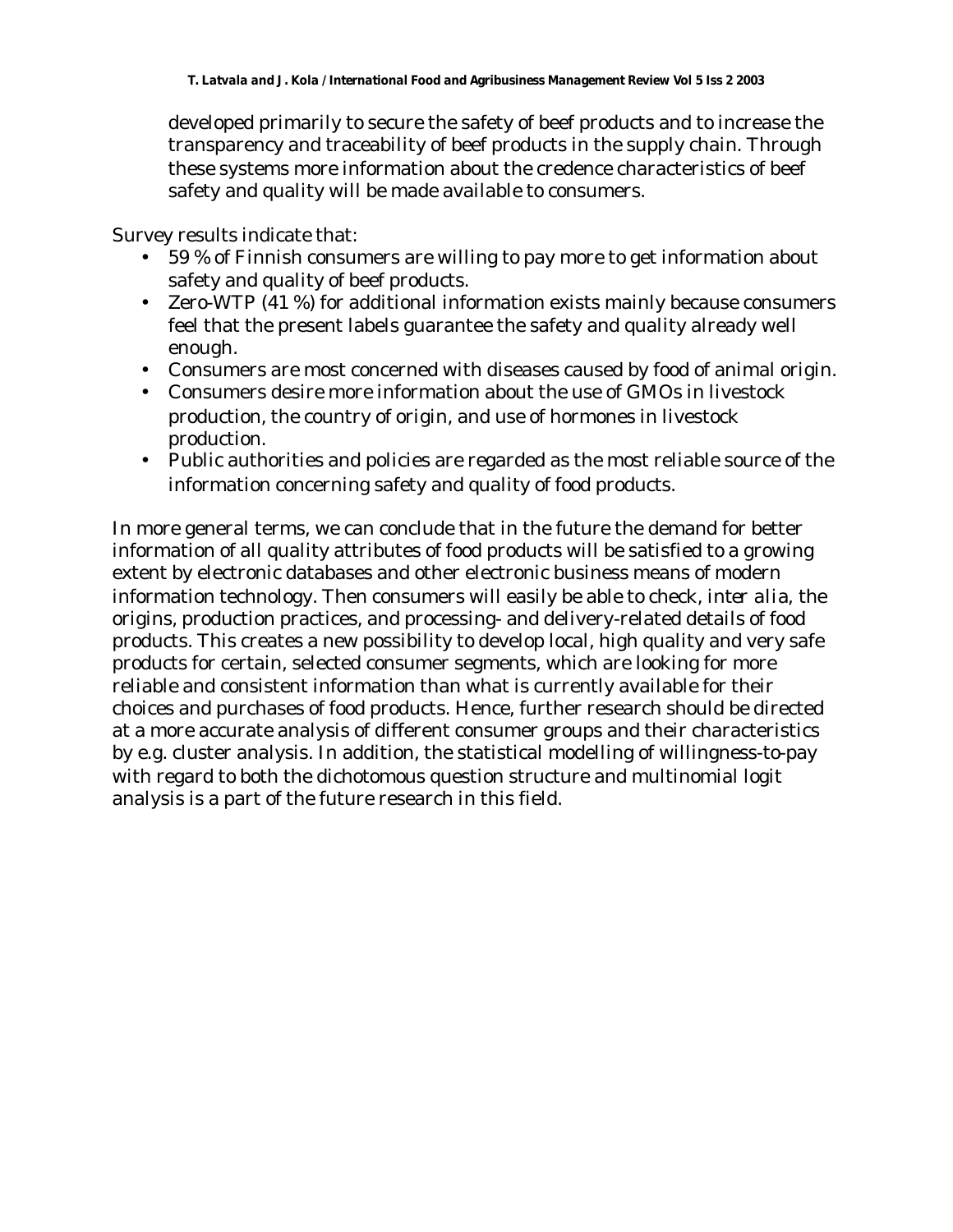developed primarily to secure the safety of beef products and to increase the transparency and traceability of beef products in the supply chain. Through these systems more information about the credence characteristics of beef safety and quality will be made available to consumers.

Survey results indicate that:

- 59 % of Finnish consumers are willing to pay more to get information about safety and quality of beef products.
- Zero-WTP (41 %) for additional information exists mainly because consumers feel that the present labels guarantee the safety and quality already well enough.
- Consumers are most concerned with diseases caused by food of animal origin.
- Consumers desire more information about the use of GMOs in livestock production, the country of origin, and use of hormones in livestock production.
- Public authorities and policies are regarded as the most reliable source of the information concerning safety and quality of food products.

In more general terms, we can conclude that in the future the demand for better information of all quality attributes of food products will be satisfied to a growing extent by electronic databases and other electronic business means of modern information technology. Then consumers will easily be able to check, *inter alia*, the origins, production practices, and processing- and delivery-related details of food products. This creates a new possibility to develop local, high quality and very safe products for certain, selected consumer segments, which are looking for more reliable and consistent information than what is currently available for their choices and purchases of food products. Hence, further research should be directed at a more accurate analysis of different consumer groups and their characteristics by e.g. cluster analysis. In addition, the statistical modelling of willingness-to-pay with regard to both the dichotomous question structure and multinomial logit analysis is a part of the future research in this field.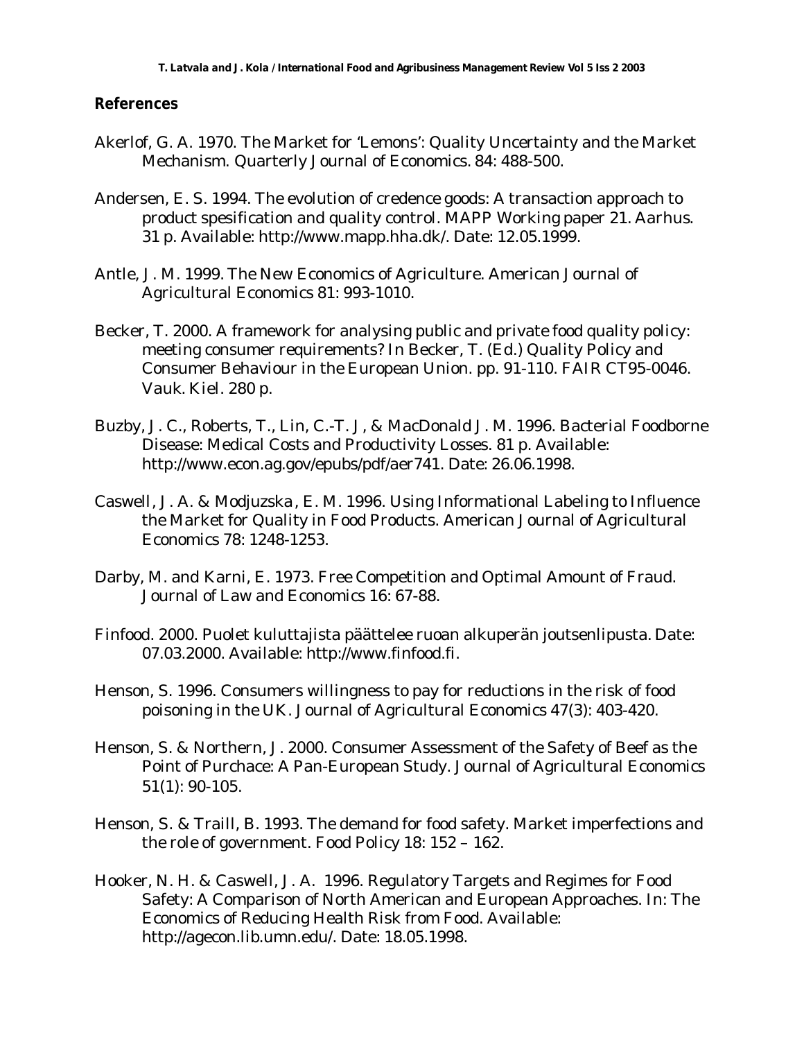## References

Akerlof, G. A. 1970. The Market for 'Lemons': Quality Uncertainty and the Market Mechanism. Quarterly Journal of Economics. 84: 488-500.

Andersen, E. S. 1994. The evolution of credence goods: A transaction approach to product spesification and quality control. MAPP Working paper 21. Aarhus. 31 p. Available: http://www.mapp.hha.dk/. Date: 12.05.1999.

Antle, J. M. 1999. The New Economics of Agriculture. American Journal of Agricultural Economics 81: 993-1010.

Becker, T. 2000. A framework for analysing public and private food quality policy: meeting consumer requirements? In Becker, T. (Ed.) Quality Policy and Consumer Behaviour in the European Union. pp. 91-110. FAIR CT95-0046. Vauk. Kiel. 280 p.

Buzby, J. C., Roberts, T., Lin, C.-T. J, & MacDonald J. M. 1996. Bacterial Foodborne Disease: Medical Costs and Productivity Losses. 81 p. Available: http://www.econ.ag.gov/epubs/pdf/aer741. Date: 26.06.1998.

Caswell, J. A. & Modjuzska, E. M. 1996. Using Informational Labeling to Influence the Market for Quality in Food Products. American Journal of Agricultural Economics 78: 1248-1253.

Darby, M. and Karni, E. 1973. Free Competition and Optimal Amount of Fraud. Journal of Law and Economics 16: 67-88.

Finfood. 2000. Puolet kuluttajista päättelee ruoan alkuperän joutsenlipusta. Date: 07.03.2000. Available: http://www.finfood.fi.

Henson, S. 1996. Consumers willingness to pay for reductions in the risk of food poisoning in the UK. Journal of Agricultural Economics 47(3): 403-420.

Henson, S. & Northern, J. 2000. Consumer Assessment of the Safety of Beef as the Point of Purchace: A Pan-European Study. Journal of Agricultural Economics 51(1): 90-105.

Henson, S. & Traill, B. 1993. The demand for food safety. Market imperfections and the role of government. Food Policy 18: 152 – 162.

Hooker, N. H. & Caswell, J. A. 1996. Regulatory Targets and Regimes for Food Safety: A Comparison of North American and European Approaches. In: The Economics of Reducing Health Risk from Food. Available: http://agecon.lib.umn.edu/. Date: 18.05.1998.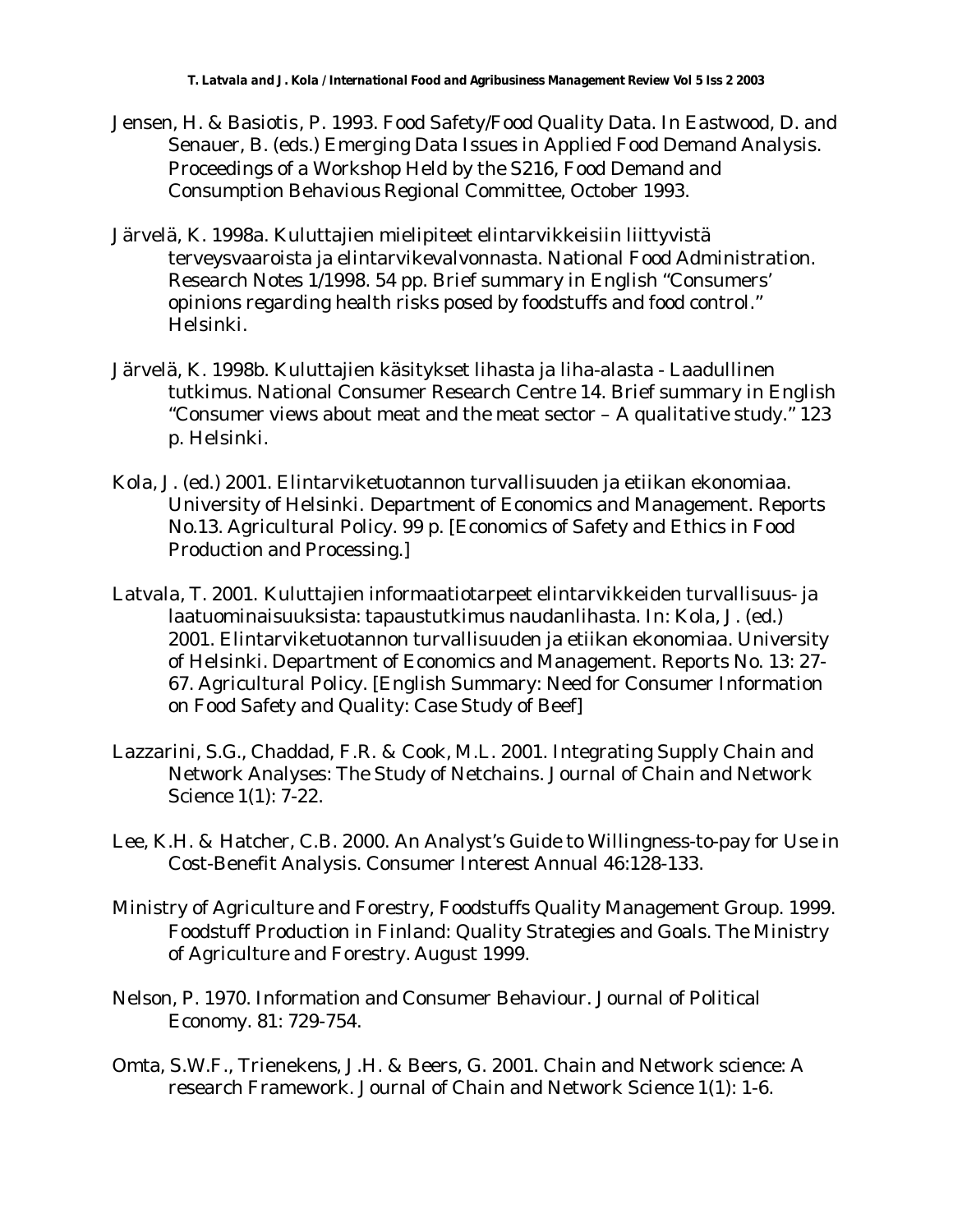Jensen, H. & Basiotis, P. 1993. Food Safety/Food Quality Data. In Eastwood, D. and Senauer, B. (eds.) Emerging Data Issues in Applied Food Demand Analysis. Proceedings of a Workshop Held by the S216, Food Demand and Consumption Behavious Regional Committee, October 1993.

Järvelä, K. 1998a. Kuluttajien mielipiteet elintarvikkeisiin liittyvistä terveysvaaroista ja elintarvikevalvonnasta. National Food Administration. Research Notes 1/1998. 54 pp. Brief summary in English "Consumers' opinions regarding health risks posed by foodstuffs and food control." Helsinki.

Järvelä, K. 1998b. Kuluttajien käsitykset lihasta ja liha-alasta - Laadullinen tutkimus. National Consumer Research Centre 14. Brief summary in English "Consumer views about meat and the meat sector – A qualitative study." 123 p. Helsinki.

Kola, J. (ed.) 2001. Elintarviketuotannon turvallisuuden ja etiikan ekonomiaa. University of Helsinki. Department of Economics and Management. Reports No.13. Agricultural Policy. 99 p. [Economics of Safety and Ethics in Food Production and Processing.]

Latvala, T. 2001. Kuluttajien informaatiotarpeet elintarvikkeiden turvallisuus- ja laatuominaisuuksista: tapaustutkimus naudanlihasta. In: Kola, J. (ed.) 2001. Elintarviketuotannon turvallisuuden ja etiikan ekonomiaa. University of Helsinki. Department of Economics and Management. Reports No. 13: 27-67. Agricultural Policy. [English Summary: Need for Consumer Information on Food Safety and Quality: Case Study of Beef]

Lazzarini, S.G., Chaddad, F.R. & Cook, M.L. 2001. Integrating Supply Chain and Network Analyses: The Study of Netchains. Journal of Chain and Network Science 1(1): 7-22.

Lee, K.H. & Hatcher, C.B. 2000. An Analyst's Guide to Willingness-to-pay for Use in Cost-Benefit Analysis. Consumer Interest Annual 46:128-133.

Ministry of Agriculture and Forestry, Foodstuffs Quality Management Group. 1999. Foodstuff Production in Finland: Quality Strategies and Goals. The Ministry of Agriculture and Forestry. August 1999.

Nelson, P. 1970. Information and Consumer Behaviour. Journal of Political Economy. 81: 729-754.

Omta, S.W.F., Trienekens, J.H. & Beers, G. 2001. Chain and Network science: A research Framework. Journal of Chain and Network Science 1(1): 1-6.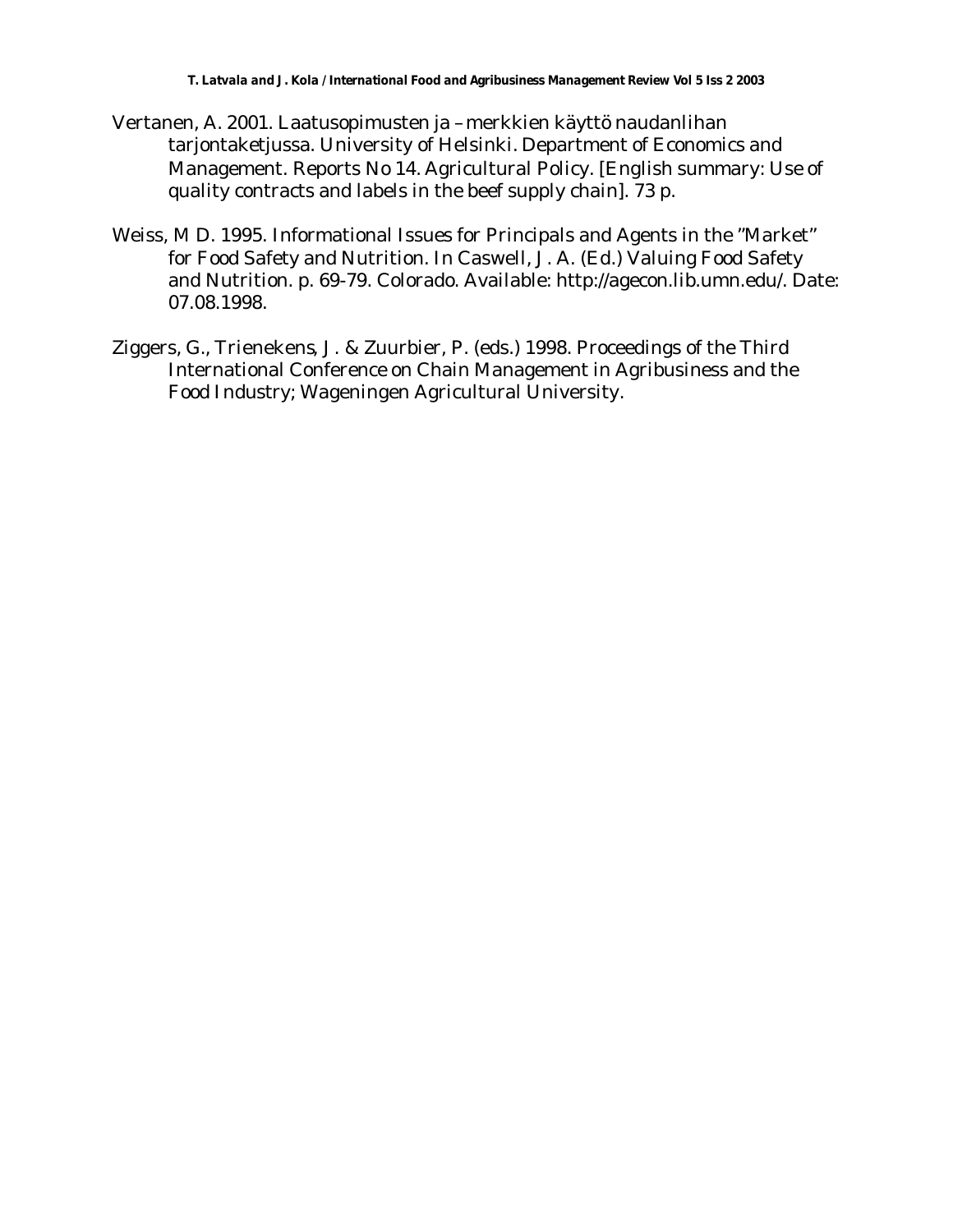Vertanen, A. 2001. Laatusopimusten ja –merkkien käyttö naudanlihan tarjontaketjussa. University of Helsinki. Department of Economics and Management. Reports No 14. Agricultural Policy. [English summary: Use of quality contracts and labels in the beef supply chain]. 73 p.

Weiss, M D. 1995. Informational Issues for Principals and Agents in the "Market" for Food Safety and Nutrition. In Caswell, J. A. (Ed.) Valuing Food Safety and Nutrition. p. 69-79. Colorado. Available: http://agecon.lib.umn.edu/. Date: 07.08.1998.

Ziggers, G., Trienekens, J. & Zuurbier, P. (eds.) 1998. Proceedings of the Third International Conference on Chain Management in Agribusiness and the Food Industry; Wageningen Agricultural University.